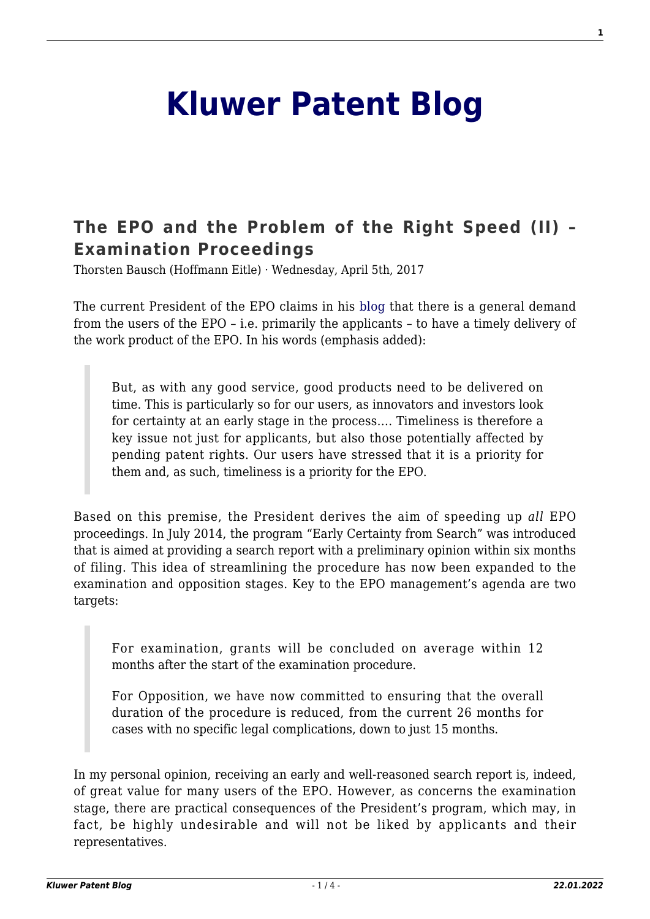# Kluwer Patent Blog

## The EPO and the Problem of the Right Speed (II) – Examination Proceedings

Thorsten Bausch (Hoffmann Eitle) · Wednesday, April 5th, 2017

The current President of the EPO claims in his blog that there is a general demand from the users of the EPO – i.e. primarily the applicants – to have a timely delivery of the work product of the EPO. In his words (emphasis added):

> But, as with any good service, good products need to be delivered on time. This is particularly so for our users, as innovators and investors look for certainty at an early stage in the process.… Timeliness is therefore a key issue not just for applicants, but also those potentially affected by pending patent rights. Our users have stressed that it is a priority for them and, as such, timeliness is a priority for the EPO.

Based on this premise, the President derives the aim of speeding up *all* EPO proceedings. In July 2014, the program "Early Certainty from Search" was introduced that is aimed at providing a search report with a preliminary opinion within six months of filing. This idea of streamlining the procedure has now been expanded to the examination and opposition stages. Key to the EPO management's agenda are two targets:

> For examination, grants will be concluded on average within 12 months after the start of the examination procedure.
>
> For Opposition, we have now committed to ensuring that the overall duration of the procedure is reduced, from the current 26 months for cases with no specific legal complications, down to just 15 months.

In my personal opinion, receiving an early and well-reasoned search report is, indeed, of great value for many users of the EPO. However, as concerns the examination stage, there are practical consequences of the President's program, which may, in fact, be highly undesirable and will not be liked by applicants and their representatives.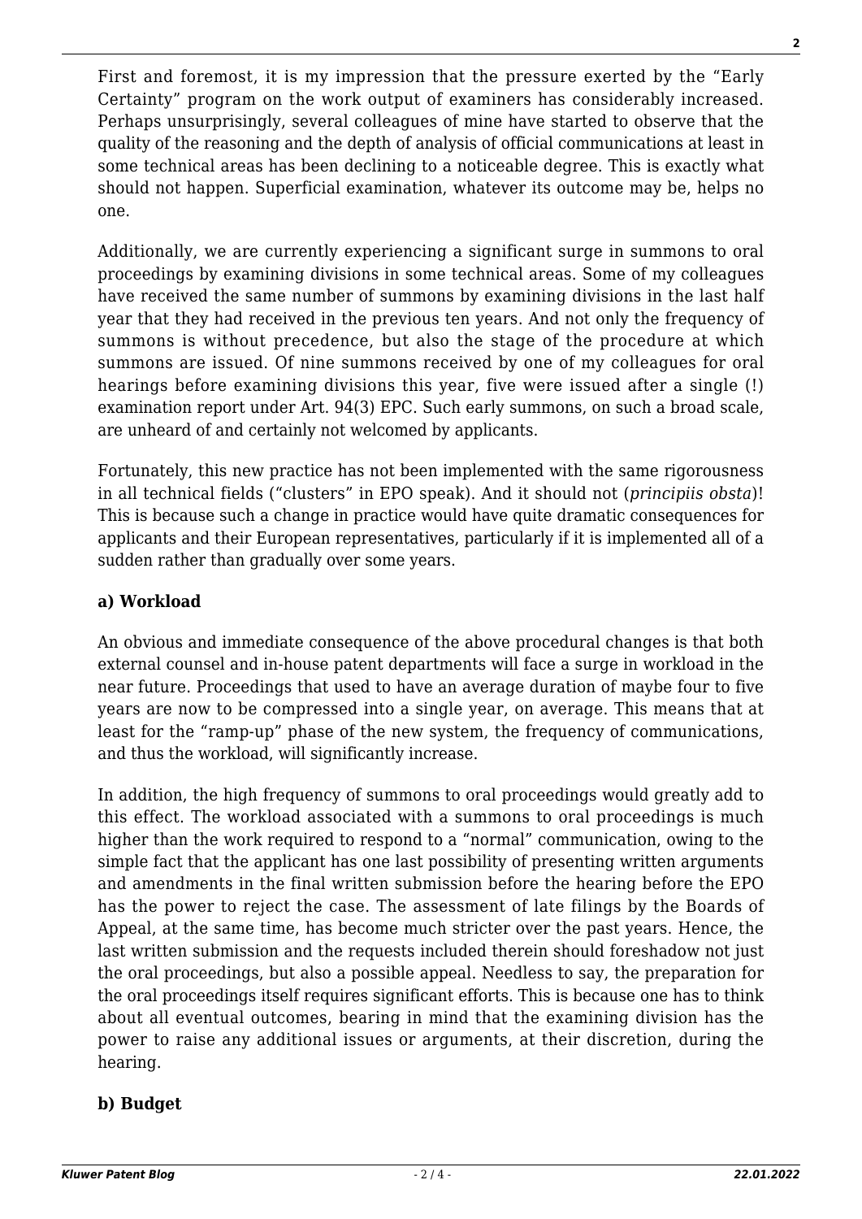First and foremost, it is my impression that the pressure exerted by the "Early Certainty" program on the work output of examiners has considerably increased. Perhaps unsurprisingly, several colleagues of mine have started to observe that the quality of the reasoning and the depth of analysis of official communications at least in some technical areas has been declining to a noticeable degree. This is exactly what should not happen. Superficial examination, whatever its outcome may be, helps no one.

Additionally, we are currently experiencing a significant surge in summons to oral proceedings by examining divisions in some technical areas. Some of my colleagues have received the same number of summons by examining divisions in the last half year that they had received in the previous ten years. And not only the frequency of summons is without precedence, but also the stage of the procedure at which summons are issued. Of nine summons received by one of my colleagues for oral hearings before examining divisions this year, five were issued after a single (!) examination report under Art. 94(3) EPC. Such early summons, on such a broad scale, are unheard of and certainly not welcomed by applicants.

Fortunately, this new practice has not been implemented with the same rigorousness in all technical fields ("clusters" in EPO speak). And it should not (*principiis obsta*)! This is because such a change in practice would have quite dramatic consequences for applicants and their European representatives, particularly if it is implemented all of a sudden rather than gradually over some years.

**a) Workload**

An obvious and immediate consequence of the above procedural changes is that both external counsel and in-house patent departments will face a surge in workload in the near future. Proceedings that used to have an average duration of maybe four to five years are now to be compressed into a single year, on average. This means that at least for the "ramp-up" phase of the new system, the frequency of communications, and thus the workload, will significantly increase.

In addition, the high frequency of summons to oral proceedings would greatly add to this effect. The workload associated with a summons to oral proceedings is much higher than the work required to respond to a "normal" communication, owing to the simple fact that the applicant has one last possibility of presenting written arguments and amendments in the final written submission before the hearing before the EPO has the power to reject the case. The assessment of late filings by the Boards of Appeal, at the same time, has become much stricter over the past years. Hence, the last written submission and the requests included therein should foreshadow not just the oral proceedings, but also a possible appeal. Needless to say, the preparation for the oral proceedings itself requires significant efforts. This is because one has to think about all eventual outcomes, bearing in mind that the examining division has the power to raise any additional issues or arguments, at their discretion, during the hearing.

**b) Budget**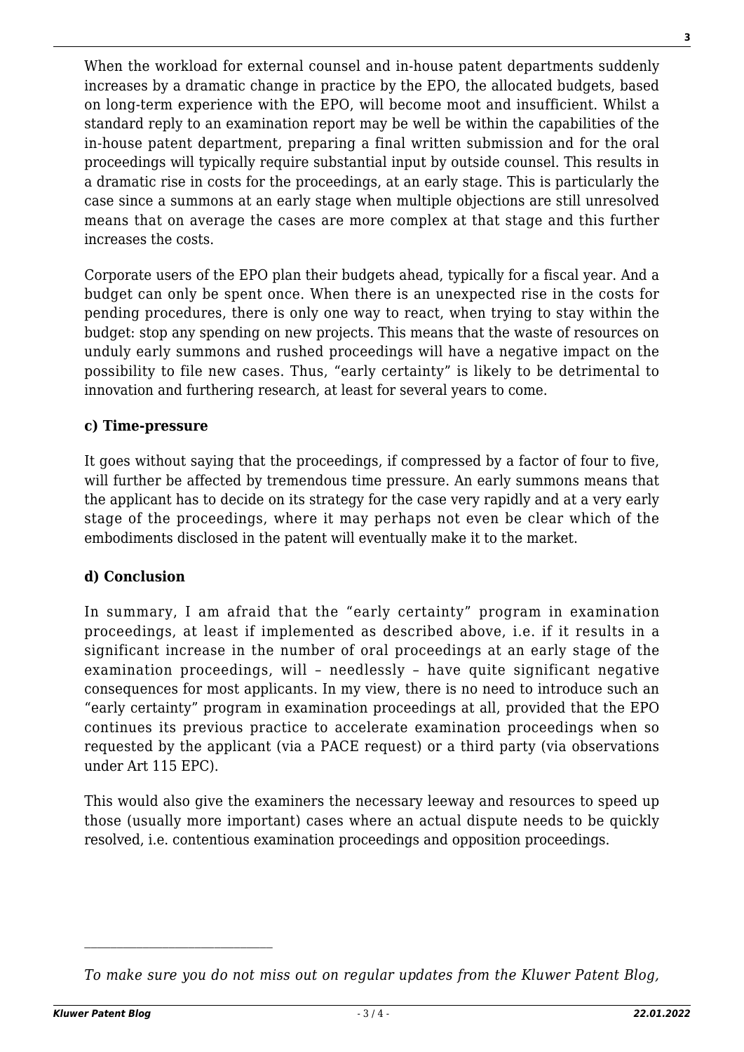When the workload for external counsel and in-house patent departments suddenly increases by a dramatic change in practice by the EPO, the allocated budgets, based on long-term experience with the EPO, will become moot and insufficient. Whilst a standard reply to an examination report may be well be within the capabilities of the in-house patent department, preparing a final written submission and for the oral proceedings will typically require substantial input by outside counsel. This results in a dramatic rise in costs for the proceedings, at an early stage. This is particularly the case since a summons at an early stage when multiple objections are still unresolved means that on average the cases are more complex at that stage and this further increases the costs.

Corporate users of the EPO plan their budgets ahead, typically for a fiscal year. And a budget can only be spent once. When there is an unexpected rise in the costs for pending procedures, there is only one way to react, when trying to stay within the budget: stop any spending on new projects. This means that the waste of resources on unduly early summons and rushed proceedings will have a negative impact on the possibility to file new cases. Thus, "early certainty" is likely to be detrimental to innovation and furthering research, at least for several years to come.

**c) Time-pressure**

It goes without saying that the proceedings, if compressed by a factor of four to five, will further be affected by tremendous time pressure. An early summons means that the applicant has to decide on its strategy for the case very rapidly and at a very early stage of the proceedings, where it may perhaps not even be clear which of the embodiments disclosed in the patent will eventually make it to the market.

**d) Conclusion**

In summary, I am afraid that the "early certainty" program in examination proceedings, at least if implemented as described above, i.e. if it results in a significant increase in the number of oral proceedings at an early stage of the examination proceedings, will – needlessly – have quite significant negative consequences for most applicants. In my view, there is no need to introduce such an "early certainty" program in examination proceedings at all, provided that the EPO continues its previous practice to accelerate examination proceedings when so requested by the applicant (via a PACE request) or a third party (via observations under Art 115 EPC).

This would also give the examiners the necessary leeway and resources to speed up those (usually more important) cases where an actual dispute needs to be quickly resolved, i.e. contentious examination proceedings and opposition proceedings.

---

*To make sure you do not miss out on regular updates from the Kluwer Patent Blog,*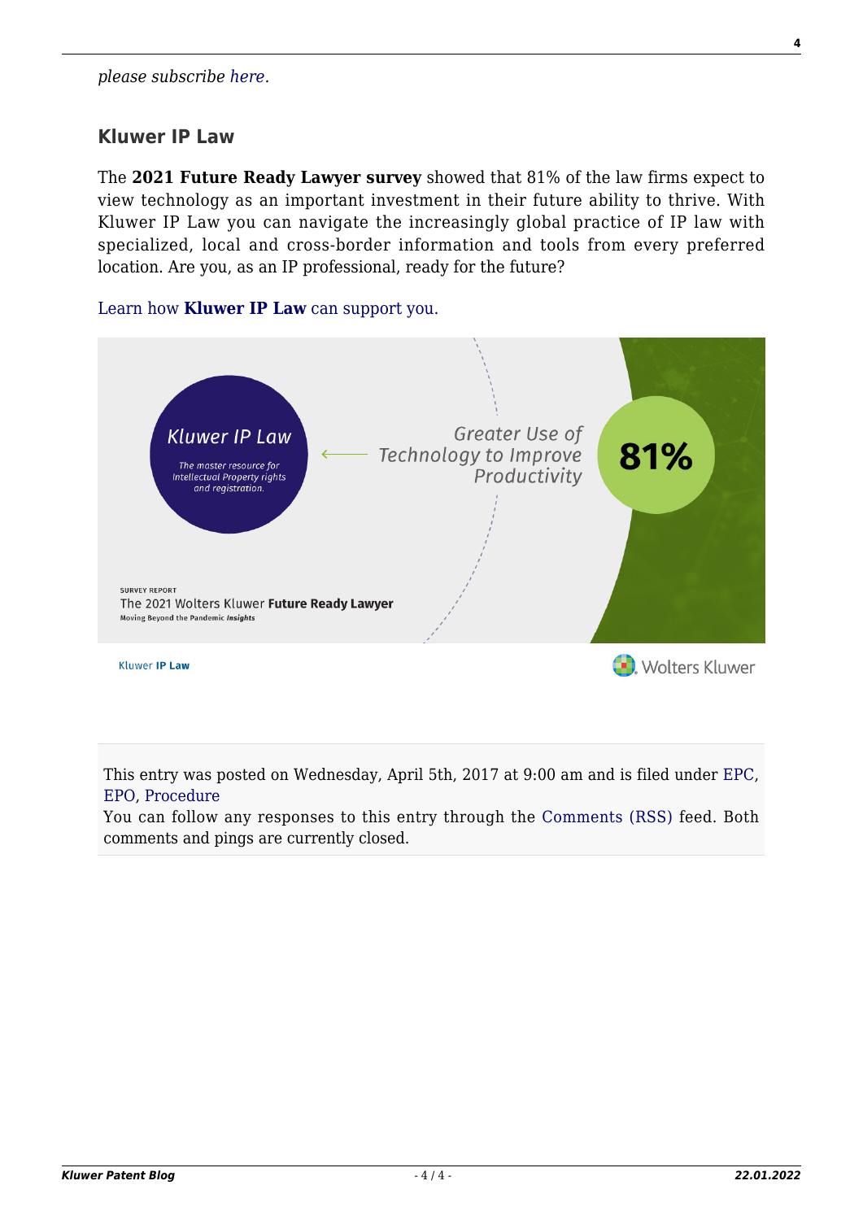*please subscribe here.*

### Kluwer IP Law

The **2021 Future Ready Lawyer survey** showed that 81% of the law firms expect to view technology as an important investment in their future ability to thrive. With Kluwer IP Law you can navigate the increasingly global practice of IP law with specialized, local and cross-border information and tools from every preferred location. Are you, as an IP professional, ready for the future?

Learn how **Kluwer IP Law** can support you.

Kluwer IP Law
The master resource for Intellectual Property rights and registration.

Greater Use of Technology to Improve Productivity

81%

SURVEY REPORT
The 2021 Wolters Kluwer **Future Ready Lawyer**
Moving Beyond the Pandemic *Insights*

Kluwer **IP Law**

Wolters Kluwer

This entry was posted on Wednesday, April 5th, 2017 at 9:00 am and is filed under EPC, EPO, Procedure
You can follow any responses to this entry through the Comments (RSS) feed. Both comments and pings are currently closed.